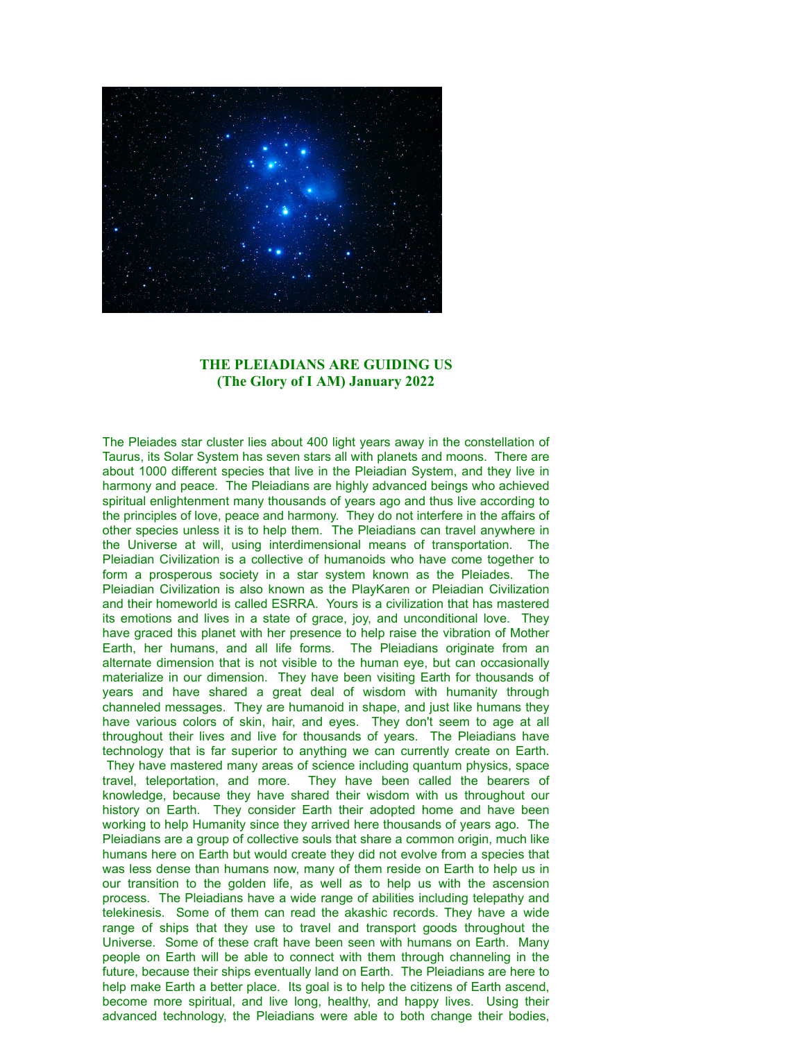**THE PLEIADIANS ARE GUIDING US**
**(The Glory of I AM) January 2022**

The Pleiades star cluster lies about 400 light years away in the constellation of Taurus, its Solar System has seven stars all with planets and moons. There are about 1000 different species that live in the Pleiadian System, and they live in harmony and peace. The Pleiadians are highly advanced beings who achieved spiritual enlightenment many thousands of years ago and thus live according to the principles of love, peace and harmony. They do not interfere in the affairs of other species unless it is to help them. The Pleiadians can travel anywhere in the Universe at will, using interdimensional means of transportation. The Pleiadian Civilization is a collective of humanoids who have come together to form a prosperous society in a star system known as the Pleiades. The Pleiadian Civilization is also known as the PlayKaren or Pleiadian Civilization and their homeworld is called ESRRA. Yours is a civilization that has mastered its emotions and lives in a state of grace, joy, and unconditional love. They have graced this planet with her presence to help raise the vibration of Mother Earth, her humans, and all life forms. The Pleiadians originate from an alternate dimension that is not visible to the human eye, but can occasionally materialize in our dimension. They have been visiting Earth for thousands of years and have shared a great deal of wisdom with humanity through channeled messages. They are humanoid in shape, and just like humans they have various colors of skin, hair, and eyes. They don't seem to age at all throughout their lives and live for thousands of years. The Pleiadians have technology that is far superior to anything we can currently create on Earth. They have mastered many areas of science including quantum physics, space travel, teleportation, and more. They have been called the bearers of knowledge, because they have shared their wisdom with us throughout our history on Earth. They consider Earth their adopted home and have been working to help Humanity since they arrived here thousands of years ago. The Pleiadians are a group of collective souls that share a common origin, much like humans here on Earth but would create they did not evolve from a species that was less dense than humans now, many of them reside on Earth to help us in our transition to the golden life, as well as to help us with the ascension process. The Pleiadians have a wide range of abilities including telepathy and telekinesis. Some of them can read the akashic records. They have a wide range of ships that they use to travel and transport goods throughout the Universe. Some of these craft have been seen with humans on Earth. Many people on Earth will be able to connect with them through channeling in the future, because their ships eventually land on Earth. The Pleiadians are here to help make Earth a better place. Its goal is to help the citizens of Earth ascend, become more spiritual, and live long, healthy, and happy lives. Using their advanced technology, the Pleiadians were able to both change their bodies,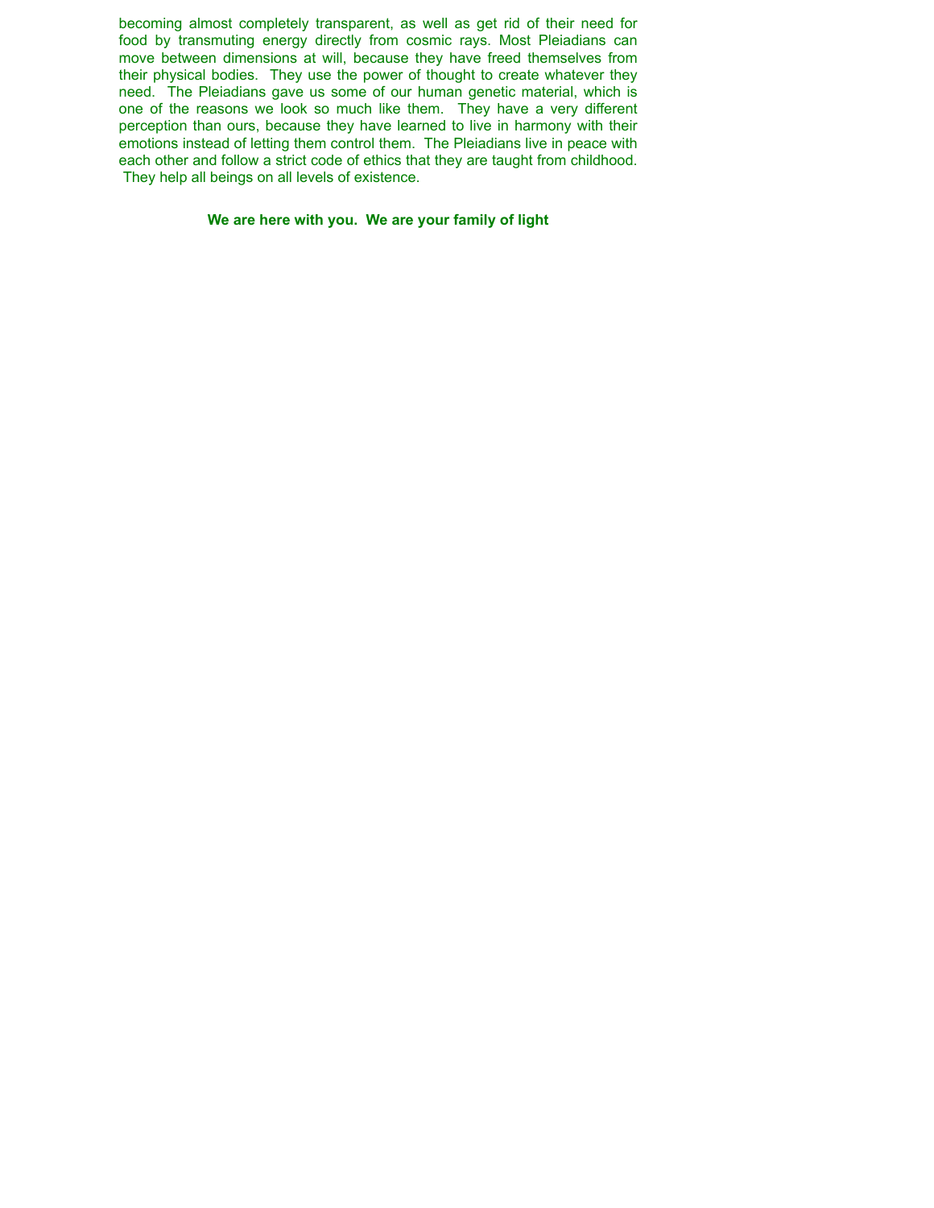becoming almost completely transparent, as well as get rid of their need for food by transmuting energy directly from cosmic rays. Most Pleiadians can move between dimensions at will, because they have freed themselves from their physical bodies. They use the power of thought to create whatever they need. The Pleiadians gave us some of our human genetic material, which is one of the reasons we look so much like them. They have a very different perception than ours, because they have learned to live in harmony with their emotions instead of letting them control them. The Pleiadians live in peace with each other and follow a strict code of ethics that they are taught from childhood. They help all beings on all levels of existence.

**We are here with you. We are your family of light**